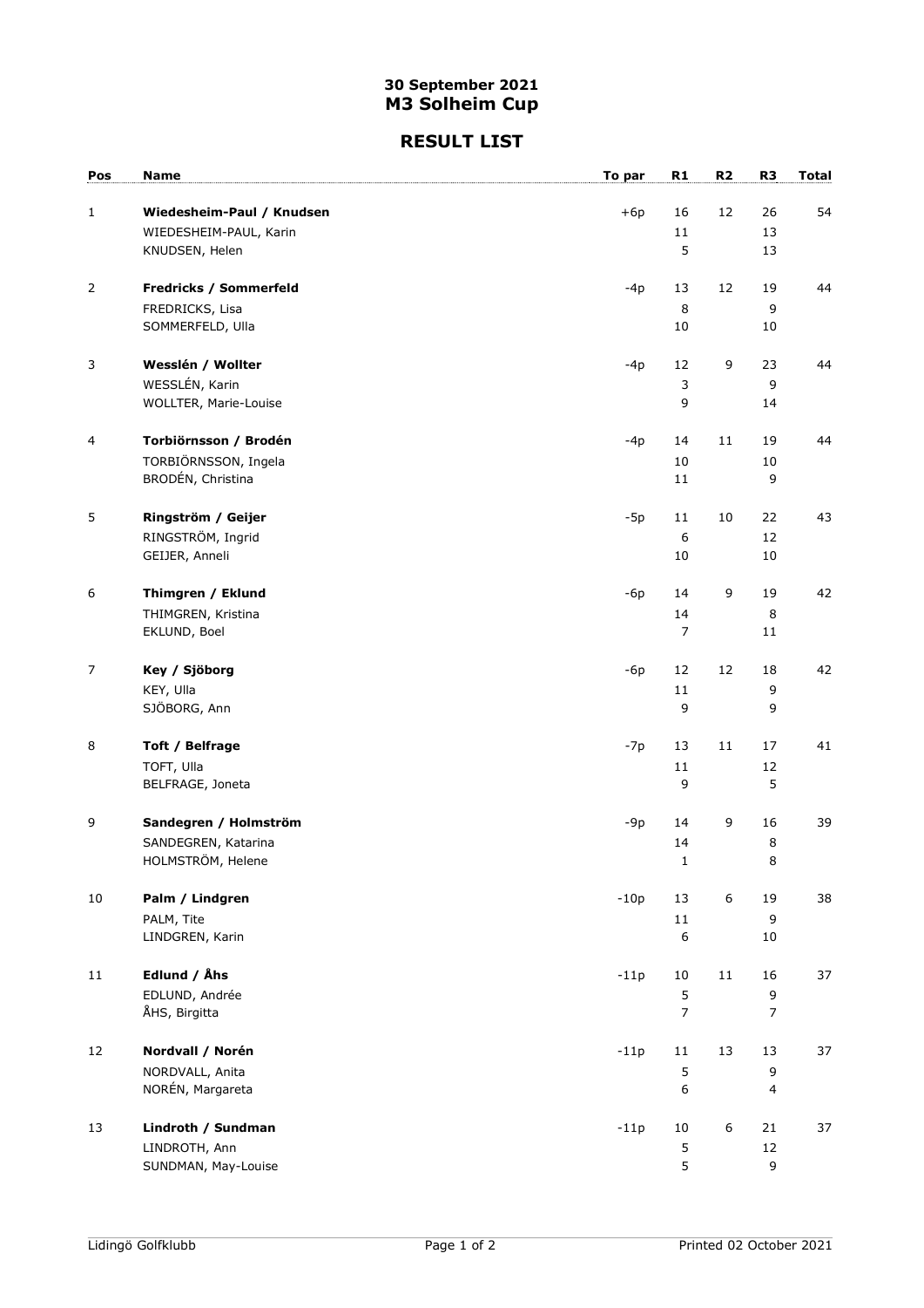**30 September 2021**
# M3 Solheim Cup

## RESULT LIST

| Pos | Name | To par | R1 | R2 | R3 | Total |
|---|---|---|---|---|---|---|
| 1 | **Wiedesheim-Paul / Knudsen** | +6p | 16 | 12 | 26 | 54 |
| | WIEDESHEIM-PAUL, Karin | | 11 | | 13 | |
| | KNUDSEN, Helen | | 5 | | 13 | |
| 2 | **Fredricks / Sommerfeld** | -4p | 13 | 12 | 19 | 44 |
| | FREDRICKS, Lisa | | 8 | | 9 | |
| | SOMMERFELD, Ulla | | 10 | | 10 | |
| 3 | **Wesslén / Wollter** | -4p | 12 | 9 | 23 | 44 |
| | WESSLÉN, Karin | | 3 | | 9 | |
| | WOLLTER, Marie-Louise | | 9 | | 14 | |
| 4 | **Torbiörnsson / Brodén** | -4p | 14 | 11 | 19 | 44 |
| | TORBIÖRNSSON, Ingela | | 10 | | 10 | |
| | BRODÉN, Christina | | 11 | | 9 | |
| 5 | **Ringström / Geijer** | -5p | 11 | 10 | 22 | 43 |
| | RINGSTRÖM, Ingrid | | 6 | | 12 | |
| | GEIJER, Anneli | | 10 | | 10 | |
| 6 | **Thimgren / Eklund** | -6p | 14 | 9 | 19 | 42 |
| | THIMGREN, Kristina | | 14 | | 8 | |
| | EKLUND, Boel | | 7 | | 11 | |
| 7 | **Key / Sjöborg** | -6p | 12 | 12 | 18 | 42 |
| | KEY, Ulla | | 11 | | 9 | |
| | SJÖBORG, Ann | | 9 | | 9 | |
| 8 | **Toft / Belfrage** | -7p | 13 | 11 | 17 | 41 |
| | TOFT, Ulla | | 11 | | 12 | |
| | BELFRAGE, Joneta | | 9 | | 5 | |
| 9 | **Sandegren / Holmström** | -9p | 14 | 9 | 16 | 39 |
| | SANDEGREN, Katarina | | 14 | | 8 | |
| | HOLMSTRÖM, Helene | | 1 | | 8 | |
| 10 | **Palm / Lindgren** | -10p | 13 | 6 | 19 | 38 |
| | PALM, Tite | | 11 | | 9 | |
| | LINDGREN, Karin | | 6 | | 10 | |
| 11 | **Edlund / Åhs** | -11p | 10 | 11 | 16 | 37 |
| | EDLUND, Andrée | | 5 | | 9 | |
| | ÅHS, Birgitta | | 7 | | 7 | |
| 12 | **Nordvall / Norén** | -11p | 11 | 13 | 13 | 37 |
| | NORDVALL, Anita | | 5 | | 9 | |
| | NORÉN, Margareta | | 6 | | 4 | |
| 13 | **Lindroth / Sundman** | -11p | 10 | 6 | 21 | 37 |
| | LINDROTH, Ann | | 5 | | 12 | |
| | SUNDMAN, May-Louise | | 5 | | 9 | |

Lidingö Golfklubb — Printed 02 October 2021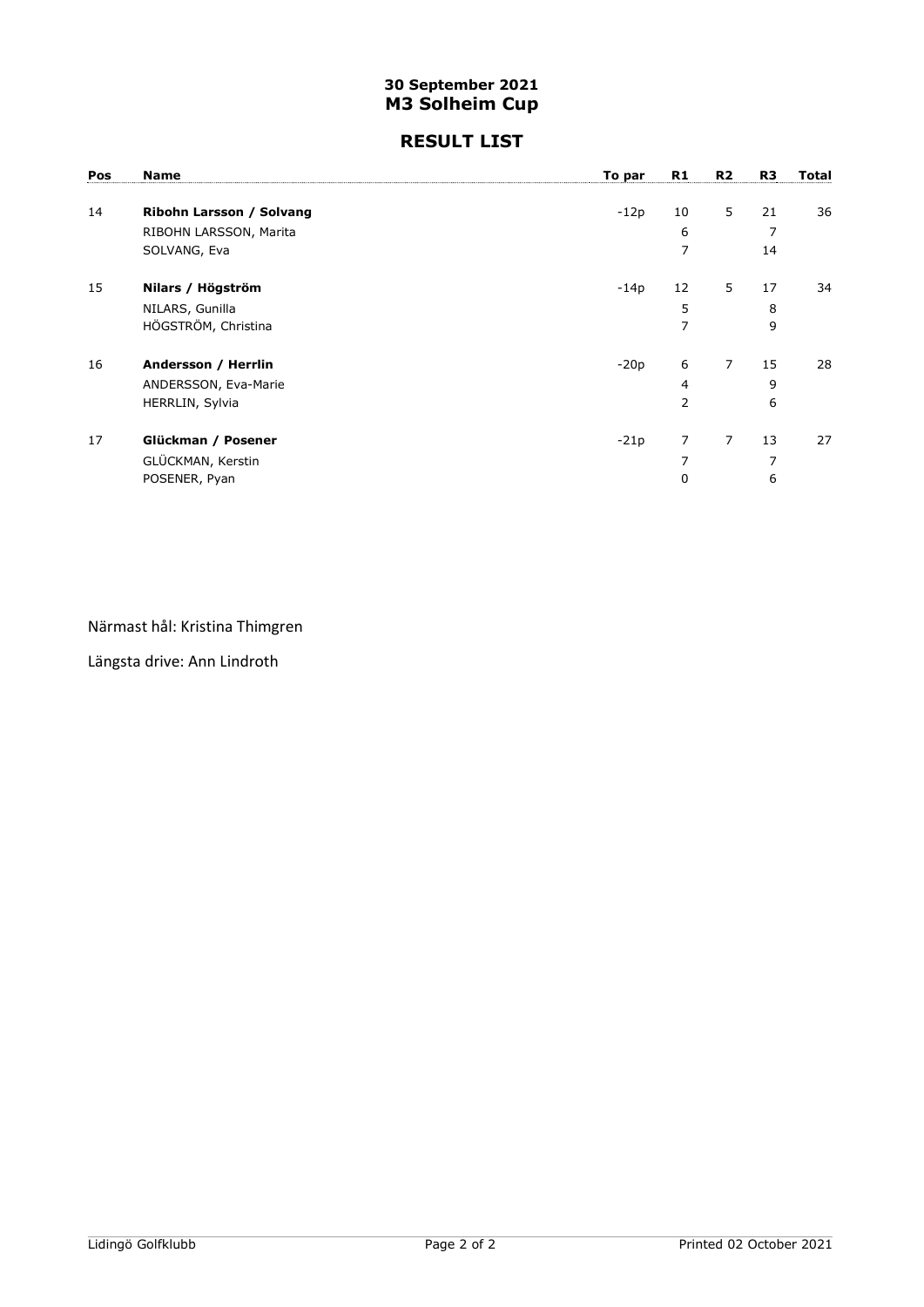**30 September 2021**
**M3 Solheim Cup**

## RESULT LIST

| Pos | Name | To par | R1 | R2 | R3 | Total |
|---|---|---|---|---|---|---|
| 14 | **Ribohn Larsson / Solvang** | -12p | 10 | 5 | 21 | 36 |
| | RIBOHN LARSSON, Marita | | 6 | | 7 | |
| | SOLVANG, Eva | | 7 | | 14 | |
| 15 | **Nilars / Högström** | -14p | 12 | 5 | 17 | 34 |
| | NILARS, Gunilla | | 5 | | 8 | |
| | HÖGSTRÖM, Christina | | 7 | | 9 | |
| 16 | **Andersson / Herrlin** | -20p | 6 | 7 | 15 | 28 |
| | ANDERSSON, Eva-Marie | | 4 | | 9 | |
| | HERRLIN, Sylvia | | 2 | | 6 | |
| 17 | **Glückman / Posener** | -21p | 7 | 7 | 13 | 27 |
| | GLÜCKMAN, Kerstin | | 7 | | 7 | |
| | POSENER, Pyan | | 0 | | 6 | |

Närmast hål: Kristina Thimgren

Längsta drive: Ann Lindroth